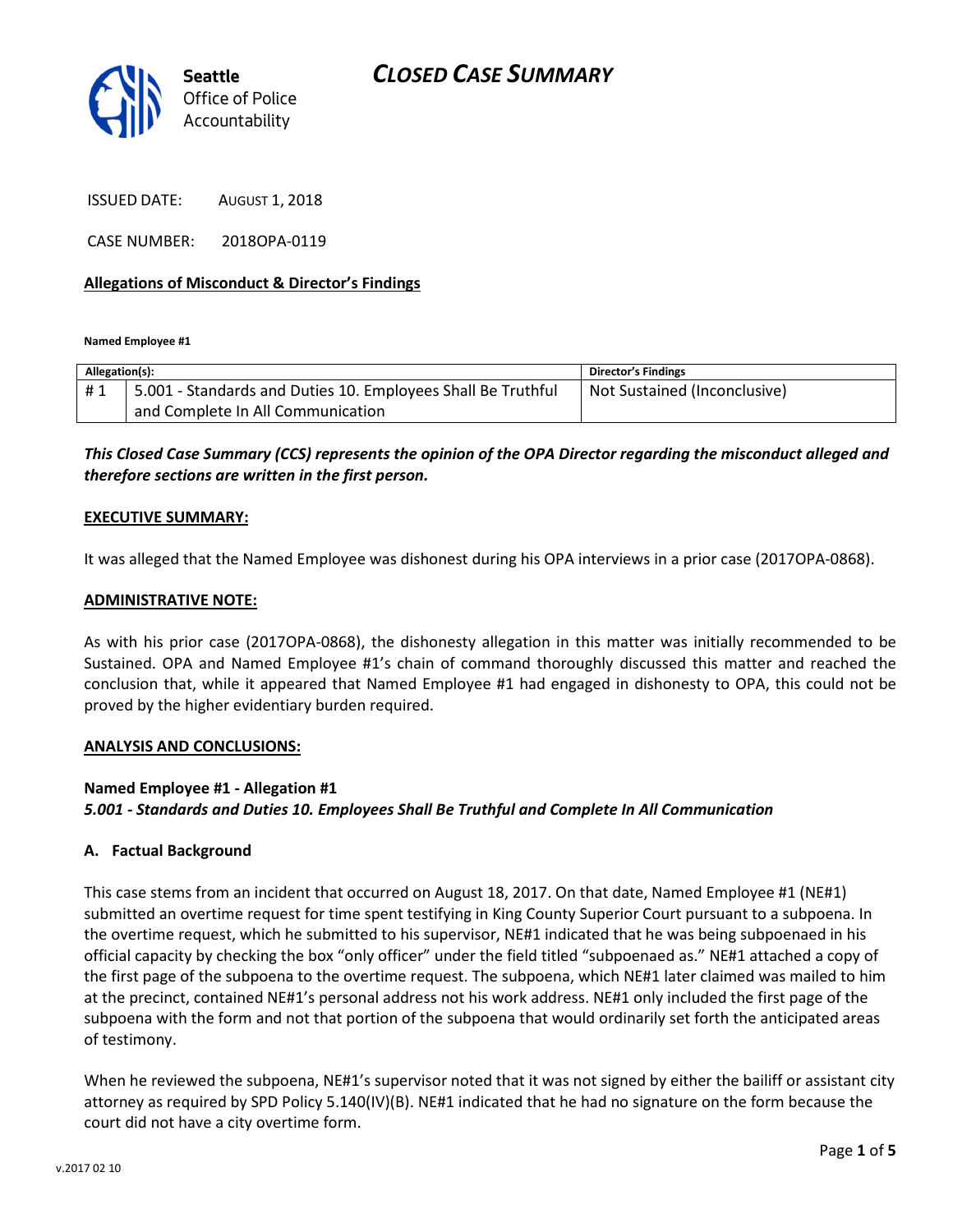# CLOSED CASE SUMMARY

**Seattle** Office of Police Accountability

ISSUED DATE: AUGUST 1, 2018

CASE NUMBER: 2018OPA-0119

**Allegations of Misconduct & Director's Findings**

**Named Employee #1**

| Allegation(s): | | Director's Findings |
|---|---|---|
| # 1 | 5.001 - Standards and Duties 10. Employees Shall Be Truthful and Complete In All Communication | Not Sustained (Inconclusive) |

***This Closed Case Summary (CCS) represents the opinion of the OPA Director regarding the misconduct alleged and therefore sections are written in the first person.***

**EXECUTIVE SUMMARY:**

It was alleged that the Named Employee was dishonest during his OPA interviews in a prior case (2017OPA-0868).

**ADMINISTRATIVE NOTE:**

As with his prior case (2017OPA-0868), the dishonesty allegation in this matter was initially recommended to be Sustained. OPA and Named Employee #1's chain of command thoroughly discussed this matter and reached the conclusion that, while it appeared that Named Employee #1 had engaged in dishonesty to OPA, this could not be proved by the higher evidentiary burden required.

**ANALYSIS AND CONCLUSIONS:**

**Named Employee #1 - Allegation #1**
***5.001 - Standards and Duties 10. Employees Shall Be Truthful and Complete In All Communication***

**A. Factual Background**

This case stems from an incident that occurred on August 18, 2017. On that date, Named Employee #1 (NE#1) submitted an overtime request for time spent testifying in King County Superior Court pursuant to a subpoena. In the overtime request, which he submitted to his supervisor, NE#1 indicated that he was being subpoenaed in his official capacity by checking the box "only officer" under the field titled "subpoenaed as." NE#1 attached a copy of the first page of the subpoena to the overtime request. The subpoena, which NE#1 later claimed was mailed to him at the precinct, contained NE#1's personal address not his work address. NE#1 only included the first page of the subpoena with the form and not that portion of the subpoena that would ordinarily set forth the anticipated areas of testimony.

When he reviewed the subpoena, NE#1's supervisor noted that it was not signed by either the bailiff or assistant city attorney as required by SPD Policy 5.140(IV)(B). NE#1 indicated that he had no signature on the form because the court did not have a city overtime form.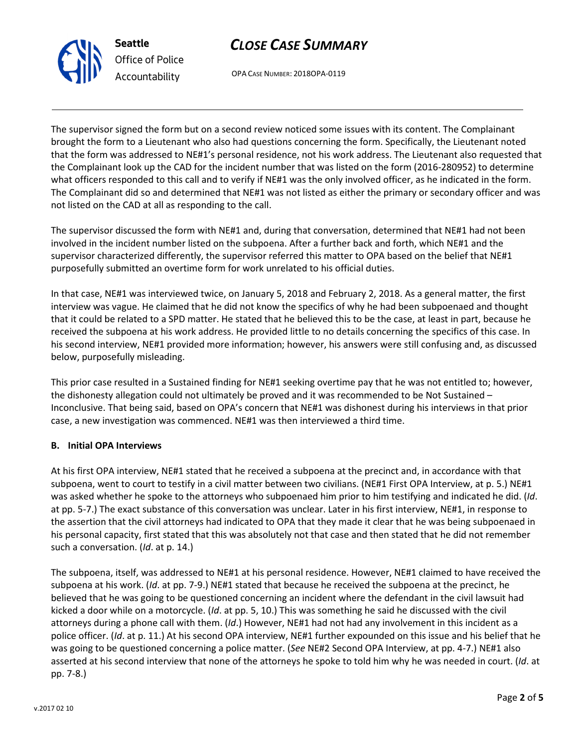The supervisor signed the form but on a second review noticed some issues with its content. The Complainant brought the form to a Lieutenant who also had questions concerning the form. Specifically, the Lieutenant noted that the form was addressed to NE#1's personal residence, not his work address. The Lieutenant also requested that the Complainant look up the CAD for the incident number that was listed on the form (2016-280952) to determine what officers responded to this call and to verify if NE#1 was the only involved officer, as he indicated in the form. The Complainant did so and determined that NE#1 was not listed as either the primary or secondary officer and was not listed on the CAD at all as responding to the call.

The supervisor discussed the form with NE#1 and, during that conversation, determined that NE#1 had not been involved in the incident number listed on the subpoena. After a further back and forth, which NE#1 and the supervisor characterized differently, the supervisor referred this matter to OPA based on the belief that NE#1 purposefully submitted an overtime form for work unrelated to his official duties.

In that case, NE#1 was interviewed twice, on January 5, 2018 and February 2, 2018. As a general matter, the first interview was vague. He claimed that he did not know the specifics of why he had been subpoenaed and thought that it could be related to a SPD matter. He stated that he believed this to be the case, at least in part, because he received the subpoena at his work address. He provided little to no details concerning the specifics of this case. In his second interview, NE#1 provided more information; however, his answers were still confusing and, as discussed below, purposefully misleading.

This prior case resulted in a Sustained finding for NE#1 seeking overtime pay that he was not entitled to; however, the dishonesty allegation could not ultimately be proved and it was recommended to be Not Sustained – Inconclusive. That being said, based on OPA's concern that NE#1 was dishonest during his interviews in that prior case, a new investigation was commenced. NE#1 was then interviewed a third time.

**B. Initial OPA Interviews**

At his first OPA interview, NE#1 stated that he received a subpoena at the precinct and, in accordance with that subpoena, went to court to testify in a civil matter between two civilians. (NE#1 First OPA Interview, at p. 5.) NE#1 was asked whether he spoke to the attorneys who subpoenaed him prior to him testifying and indicated he did. (*Id*. at pp. 5-7.) The exact substance of this conversation was unclear. Later in his first interview, NE#1, in response to the assertion that the civil attorneys had indicated to OPA that they made it clear that he was being subpoenaed in his personal capacity, first stated that this was absolutely not that case and then stated that he did not remember such a conversation. (*Id*. at p. 14.)

The subpoena, itself, was addressed to NE#1 at his personal residence. However, NE#1 claimed to have received the subpoena at his work. (*Id*. at pp. 7-9.) NE#1 stated that because he received the subpoena at the precinct, he believed that he was going to be questioned concerning an incident where the defendant in the civil lawsuit had kicked a door while on a motorcycle. (*Id*. at pp. 5, 10.) This was something he said he discussed with the civil attorneys during a phone call with them. (*Id*.) However, NE#1 had not had any involvement in this incident as a police officer. (*Id*. at p. 11.) At his second OPA interview, NE#1 further expounded on this issue and his belief that he was going to be questioned concerning a police matter. (*See* NE#2 Second OPA Interview, at pp. 4-7.) NE#1 also asserted at his second interview that none of the attorneys he spoke to told him why he was needed in court. (*Id*. at pp. 7-8.)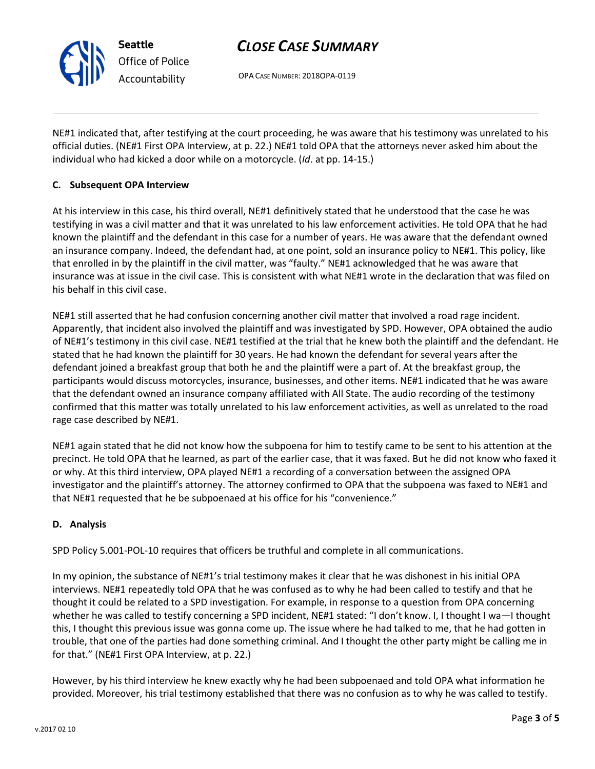NE#1 indicated that, after testifying at the court proceeding, he was aware that his testimony was unrelated to his official duties. (NE#1 First OPA Interview, at p. 22.) NE#1 told OPA that the attorneys never asked him about the individual who had kicked a door while on a motorcycle. (*Id*. at pp. 14-15.)

### C. Subsequent OPA Interview

At his interview in this case, his third overall, NE#1 definitively stated that he understood that the case he was testifying in was a civil matter and that it was unrelated to his law enforcement activities. He told OPA that he had known the plaintiff and the defendant in this case for a number of years. He was aware that the defendant owned an insurance company. Indeed, the defendant had, at one point, sold an insurance policy to NE#1. This policy, like that enrolled in by the plaintiff in the civil matter, was "faulty." NE#1 acknowledged that he was aware that insurance was at issue in the civil case. This is consistent with what NE#1 wrote in the declaration that was filed on his behalf in this civil case.

NE#1 still asserted that he had confusion concerning another civil matter that involved a road rage incident. Apparently, that incident also involved the plaintiff and was investigated by SPD. However, OPA obtained the audio of NE#1's testimony in this civil case. NE#1 testified at the trial that he knew both the plaintiff and the defendant. He stated that he had known the plaintiff for 30 years. He had known the defendant for several years after the defendant joined a breakfast group that both he and the plaintiff were a part of. At the breakfast group, the participants would discuss motorcycles, insurance, businesses, and other items. NE#1 indicated that he was aware that the defendant owned an insurance company affiliated with All State. The audio recording of the testimony confirmed that this matter was totally unrelated to his law enforcement activities, as well as unrelated to the road rage case described by NE#1.

NE#1 again stated that he did not know how the subpoena for him to testify came to be sent to his attention at the precinct. He told OPA that he learned, as part of the earlier case, that it was faxed. But he did not know who faxed it or why. At this third interview, OPA played NE#1 a recording of a conversation between the assigned OPA investigator and the plaintiff's attorney. The attorney confirmed to OPA that the subpoena was faxed to NE#1 and that NE#1 requested that he be subpoenaed at his office for his "convenience."

### D. Analysis

SPD Policy 5.001-POL-10 requires that officers be truthful and complete in all communications.

In my opinion, the substance of NE#1's trial testimony makes it clear that he was dishonest in his initial OPA interviews. NE#1 repeatedly told OPA that he was confused as to why he had been called to testify and that he thought it could be related to a SPD investigation. For example, in response to a question from OPA concerning whether he was called to testify concerning a SPD incident, NE#1 stated: "I don't know. I, I thought I wa—I thought this, I thought this previous issue was gonna come up. The issue where he had talked to me, that he had gotten in trouble, that one of the parties had done something criminal. And I thought the other party might be calling me in for that." (NE#1 First OPA Interview, at p. 22.)

However, by his third interview he knew exactly why he had been subpoenaed and told OPA what information he provided. Moreover, his trial testimony established that there was no confusion as to why he was called to testify.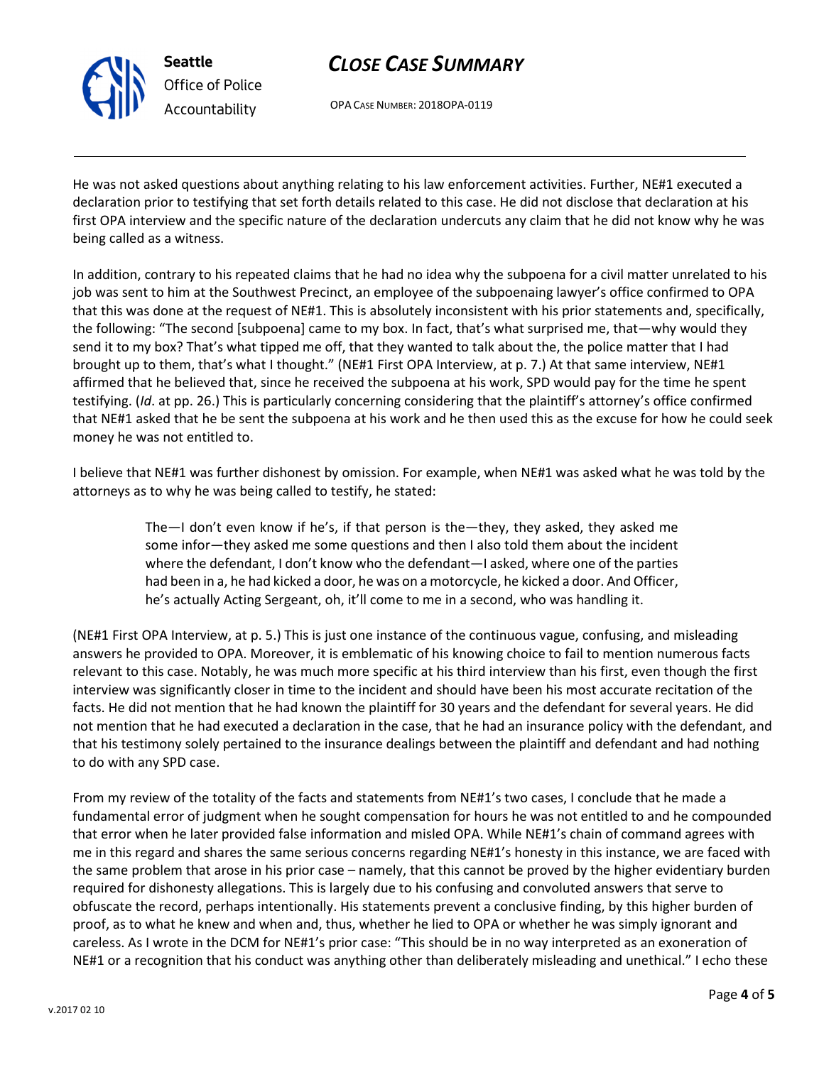He was not asked questions about anything relating to his law enforcement activities. Further, NE#1 executed a declaration prior to testifying that set forth details related to this case. He did not disclose that declaration at his first OPA interview and the specific nature of the declaration undercuts any claim that he did not know why he was being called as a witness.

In addition, contrary to his repeated claims that he had no idea why the subpoena for a civil matter unrelated to his job was sent to him at the Southwest Precinct, an employee of the subpoenaing lawyer's office confirmed to OPA that this was done at the request of NE#1. This is absolutely inconsistent with his prior statements and, specifically, the following: "The second [subpoena] came to my box. In fact, that's what surprised me, that—why would they send it to my box? That's what tipped me off, that they wanted to talk about the, the police matter that I had brought up to them, that's what I thought." (NE#1 First OPA Interview, at p. 7.) At that same interview, NE#1 affirmed that he believed that, since he received the subpoena at his work, SPD would pay for the time he spent testifying. (*Id*. at pp. 26.) This is particularly concerning considering that the plaintiff's attorney's office confirmed that NE#1 asked that he be sent the subpoena at his work and he then used this as the excuse for how he could seek money he was not entitled to.

I believe that NE#1 was further dishonest by omission. For example, when NE#1 was asked what he was told by the attorneys as to why he was being called to testify, he stated:

> The—I don't even know if he's, if that person is the—they, they asked, they asked me some infor—they asked me some questions and then I also told them about the incident where the defendant, I don't know who the defendant—I asked, where one of the parties had been in a, he had kicked a door, he was on a motorcycle, he kicked a door. And Officer, he's actually Acting Sergeant, oh, it'll come to me in a second, who was handling it.

(NE#1 First OPA Interview, at p. 5.) This is just one instance of the continuous vague, confusing, and misleading answers he provided to OPA. Moreover, it is emblematic of his knowing choice to fail to mention numerous facts relevant to this case. Notably, he was much more specific at his third interview than his first, even though the first interview was significantly closer in time to the incident and should have been his most accurate recitation of the facts. He did not mention that he had known the plaintiff for 30 years and the defendant for several years. He did not mention that he had executed a declaration in the case, that he had an insurance policy with the defendant, and that his testimony solely pertained to the insurance dealings between the plaintiff and defendant and had nothing to do with any SPD case.

From my review of the totality of the facts and statements from NE#1's two cases, I conclude that he made a fundamental error of judgment when he sought compensation for hours he was not entitled to and he compounded that error when he later provided false information and misled OPA. While NE#1's chain of command agrees with me in this regard and shares the same serious concerns regarding NE#1's honesty in this instance, we are faced with the same problem that arose in his prior case – namely, that this cannot be proved by the higher evidentiary burden required for dishonesty allegations. This is largely due to his confusing and convoluted answers that serve to obfuscate the record, perhaps intentionally. His statements prevent a conclusive finding, by this higher burden of proof, as to what he knew and when and, thus, whether he lied to OPA or whether he was simply ignorant and careless. As I wrote in the DCM for NE#1's prior case: "This should be in no way interpreted as an exoneration of NE#1 or a recognition that his conduct was anything other than deliberately misleading and unethical." I echo these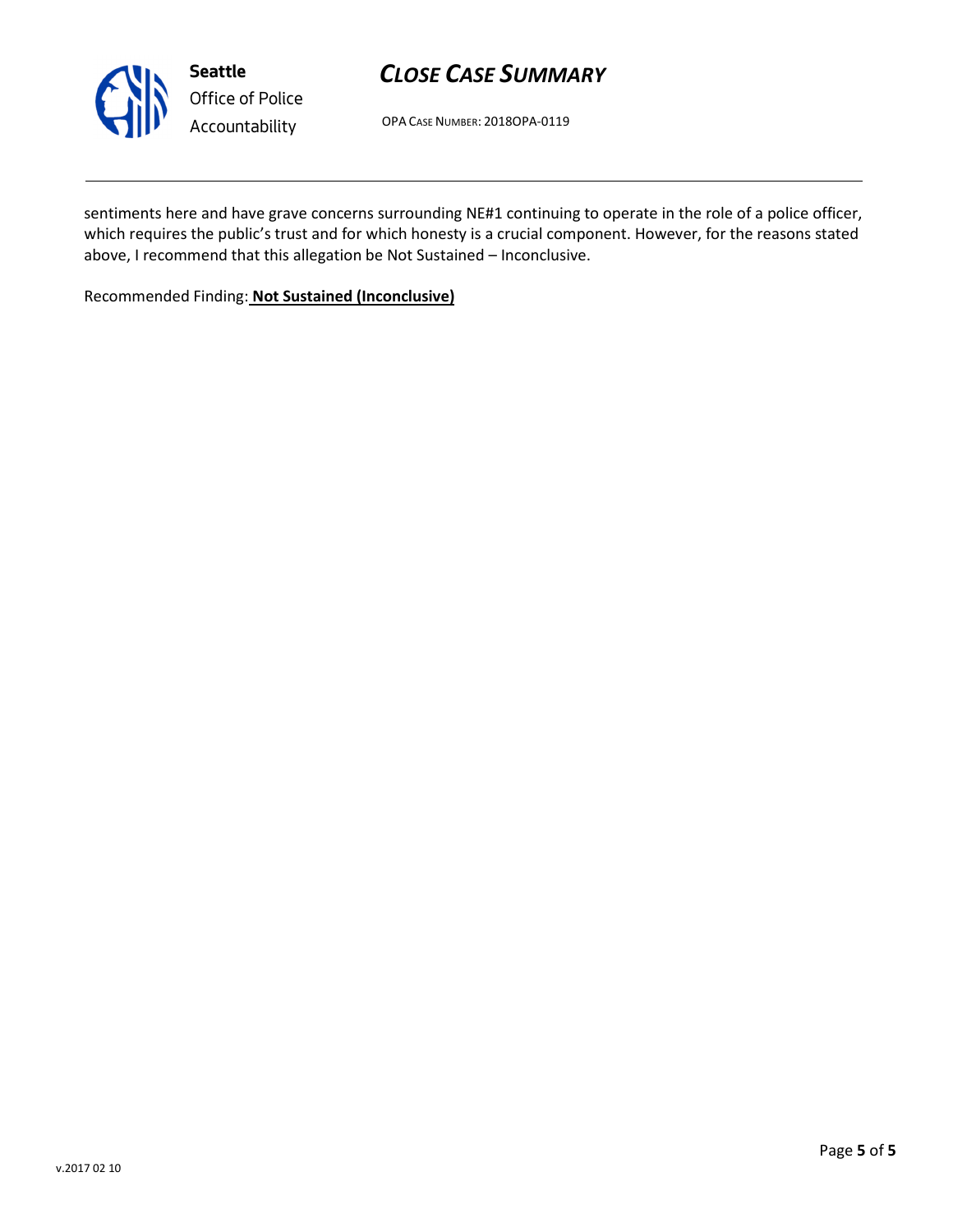sentiments here and have grave concerns surrounding NE#1 continuing to operate in the role of a police officer, which requires the public's trust and for which honesty is a crucial component. However, for the reasons stated above, I recommend that this allegation be Not Sustained – Inconclusive.

Recommended Finding: **Not Sustained (Inconclusive)**